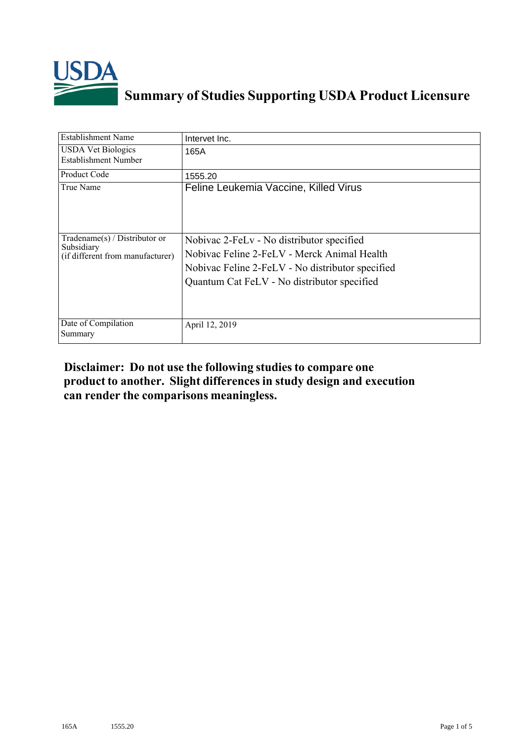# Summary of Studies Supporting USDA Product Licensure

| | |
|---|---|
| Establishment Name | Intervet Inc. |
| USDA Vet Biologics Establishment Number | 165A |
| Product Code | 1555.20 |
| True Name | Feline Leukemia Vaccine, Killed Virus |
| Tradename(s) / Distributor or Subsidiary (if different from manufacturer) | Nobivac 2-FeLv - No distributor specified<br>Nobivac Feline 2-FeLV - Merck Animal Health<br>Nobivac Feline 2-FeLV - No distributor specified<br>Quantum Cat FeLV - No distributor specified |
| Date of Compilation Summary | April 12, 2019 |

**Disclaimer: Do not use the following studies to compare one product to another. Slight differences in study design and execution can render the comparisons meaningless.**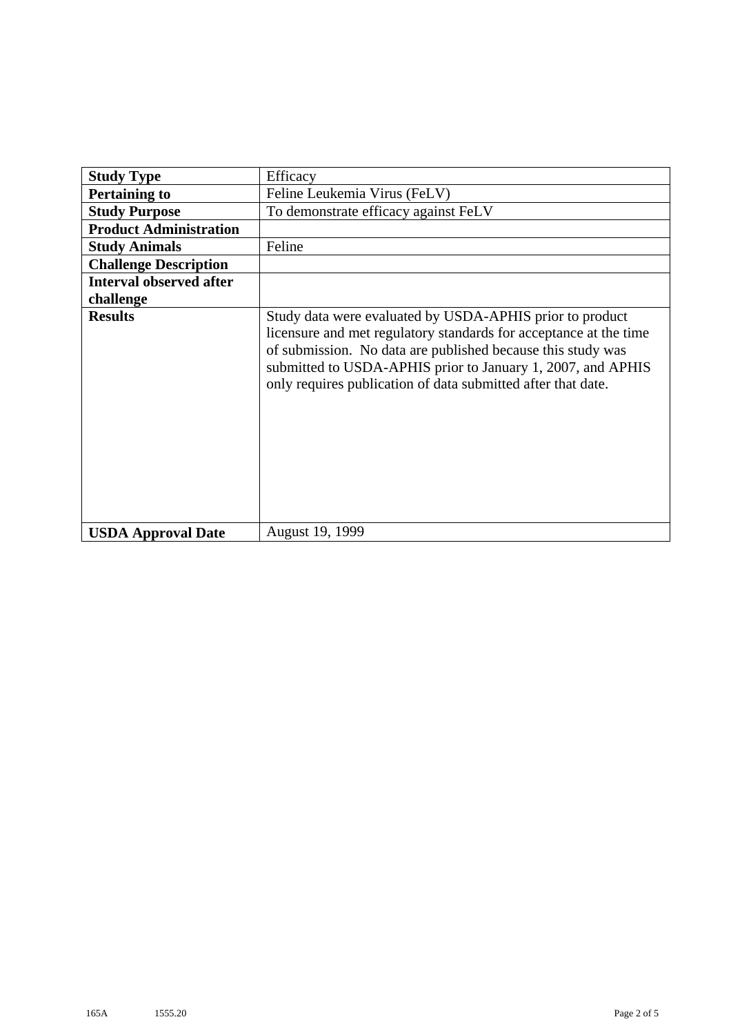| **Study Type** | Efficacy |
|---|---|
| **Pertaining to** | Feline Leukemia Virus (FeLV) |
| **Study Purpose** | To demonstrate efficacy against FeLV |
| **Product Administration** | |
| **Study Animals** | Feline |
| **Challenge Description** | |
| **Interval observed after challenge** | |
| **Results** | Study data were evaluated by USDA-APHIS prior to product licensure and met regulatory standards for acceptance at the time of submission. No data are published because this study was submitted to USDA-APHIS prior to January 1, 2007, and APHIS only requires publication of data submitted after that date. |
| **USDA Approval Date** | August 19, 1999 |

165A 1555.20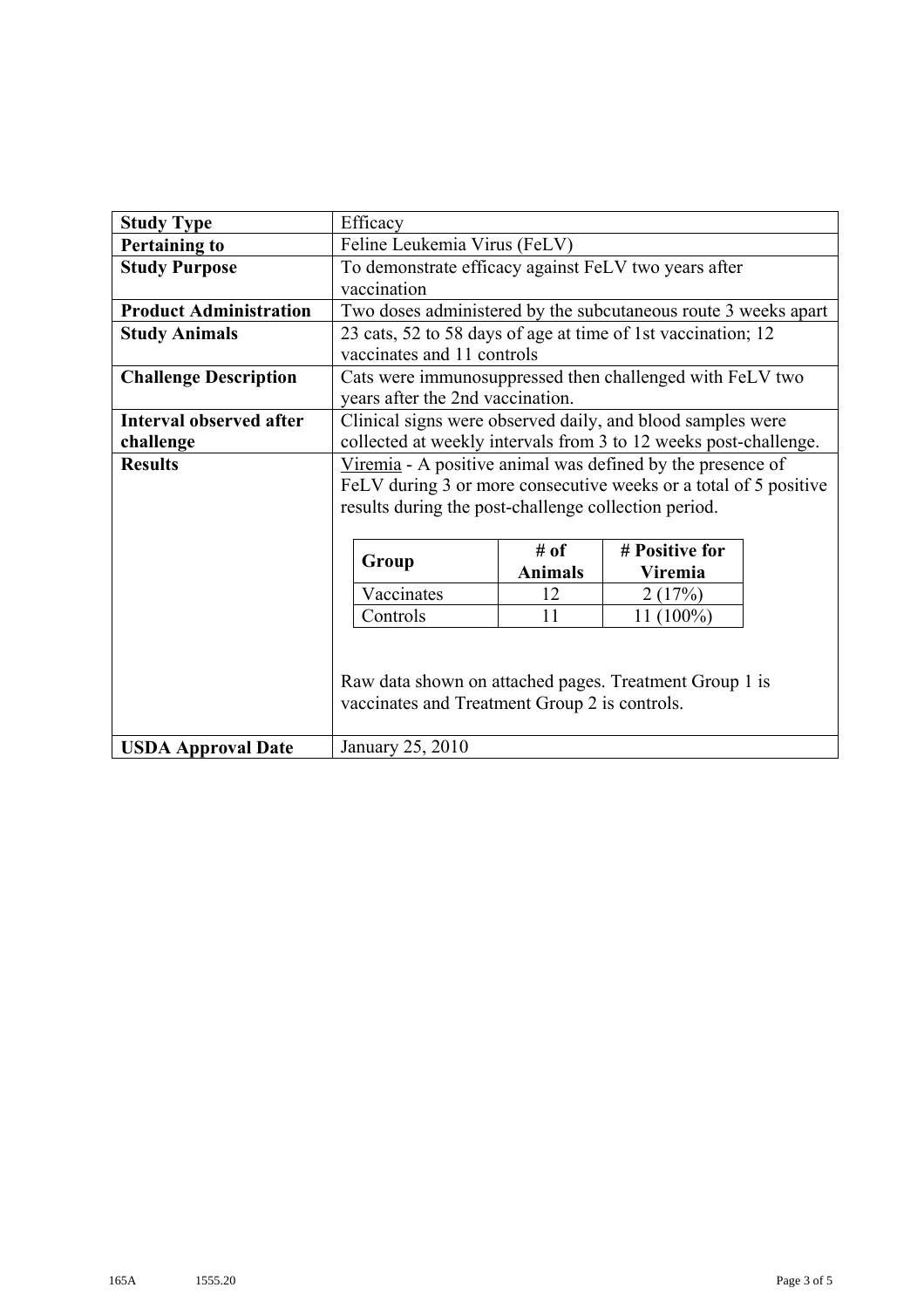| Study Type | Efficacy |
|---|---|
| **Pertaining to** | Feline Leukemia Virus (FeLV) |
| **Study Purpose** | To demonstrate efficacy against FeLV two years after vaccination |
| **Product Administration** | Two doses administered by the subcutaneous route 3 weeks apart |
| **Study Animals** | 23 cats, 52 to 58 days of age at time of 1st vaccination; 12 vaccinates and 11 controls |
| **Challenge Description** | Cats were immunosuppressed then challenged with FeLV two years after the 2nd vaccination. |
| **Interval observed after challenge** | Clinical signs were observed daily, and blood samples were collected at weekly intervals from 3 to 12 weeks post-challenge. |
| **Results** | Viremia - A positive animal was defined by the presence of FeLV during 3 or more consecutive weeks or a total of 5 positive results during the post-challenge collection period. |
| **USDA Approval Date** | January 25, 2010 |

| Group | # of Animals | # Positive for Viremia |
|---|---|---|
| Vaccinates | 12 | 2 (17%) |
| Controls | 11 | 11 (100%) |

Raw data shown on attached pages. Treatment Group 1 is vaccinates and Treatment Group 2 is controls.

165A 1555.20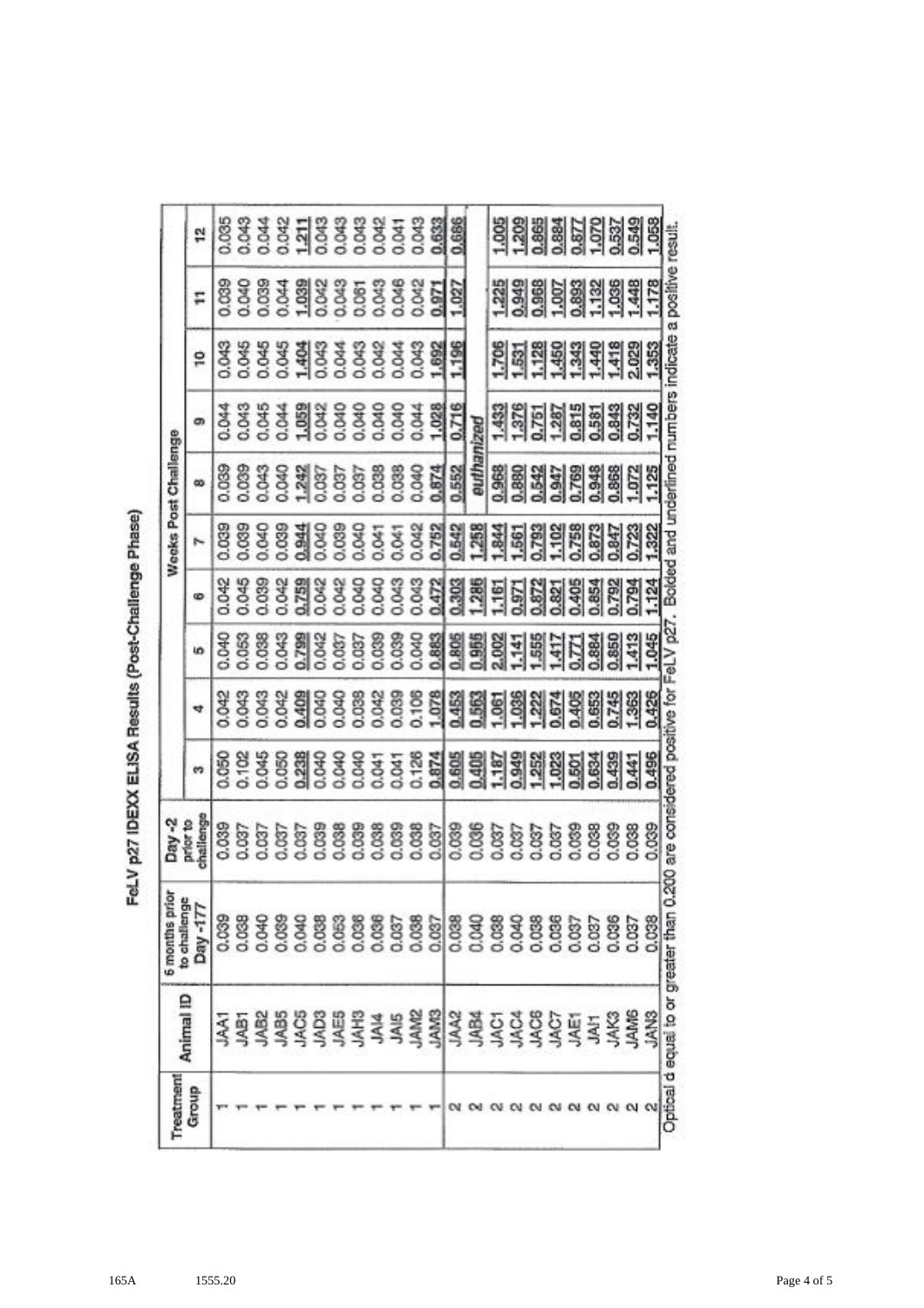# FeLV p27 IDEXX ELISA Results (Post-Challenge Phase)

| Treatment Group | Animal ID | 6 months prior to challenge Day -177 | Day -2 prior to challenge | Weeks Post Challenge | | | | | | | | | |
|---|---|---|---|---|---|---|---|---|---|---|---|---|---|
| | | | | 3 | 4 | 5 | 6 | 7 | 8 | 9 | 10 | 11 | 12 |
| 1 | JAA1 | 0.039 | 0.039 | 0.050 | 0.042 | 0.040 | 0.042 | 0.039 | 0.039 | 0.044 | 0.043 | 0.039 | 0.035 |
| 1 | JAB1 | 0.038 | 0.037 | 0.102 | 0.043 | 0.053 | 0.045 | 0.039 | 0.039 | 0.043 | 0.045 | 0.040 | 0.043 |
| 1 | JAB2 | 0.040 | 0.037 | 0.045 | 0.043 | 0.038 | 0.039 | 0.040 | 0.043 | 0.045 | 0.045 | 0.039 | 0.044 |
| 1 | JAB5 | 0.039 | 0.037 | 0.050 | 0.042 | 0.043 | 0.042 | 0.039 | 0.040 | 0.044 | 0.045 | 0.044 | 0.042 |
| 1 | JAC5 | 0.040 | 0.037 | **0.238** | **0.409** | **0.799** | **0.759** | **0.944** | **1.242** | **1.059** | **1.404** | **1.039** | **1.211** |
| 1 | JAD3 | 0.038 | 0.039 | 0.040 | 0.040 | 0.042 | 0.042 | 0.040 | 0.037 | 0.042 | 0.043 | 0.042 | 0.043 |
| 1 | JAE5 | 0.053 | 0.038 | 0.040 | 0.040 | 0.037 | 0.042 | 0.039 | 0.037 | 0.040 | 0.044 | 0.043 | 0.043 |
| 1 | JAH3 | 0.036 | 0.039 | 0.040 | 0.038 | 0.037 | 0.040 | 0.040 | 0.037 | 0.040 | 0.043 | 0.061 | 0.043 |
| 1 | JAI4 | 0.036 | 0.038 | 0.041 | 0.042 | 0.039 | 0.040 | 0.041 | 0.038 | 0.040 | 0.042 | 0.043 | 0.042 |
| 1 | JAI5 | 0.037 | 0.039 | 0.041 | 0.039 | 0.039 | 0.043 | 0.041 | 0.038 | 0.040 | 0.044 | 0.046 | 0.041 |
| 1 | JAM2 | 0.038 | 0.038 | 0.126 | 0.106 | 0.040 | 0.043 | 0.042 | 0.040 | 0.044 | 0.043 | 0.042 | 0.043 |
| 1 | JAM3 | 0.037 | 0.037 | **0.874** | **1.078** | **0.883** | **0.472** | **0.752** | **0.874** | **1.028** | **1.692** | **0.971** | **0.633** |
| 2 | JAA2 | 0.038 | 0.039 | **0.605** | **0.453** | **0.806** | **0.303** | **0.542** | **0.552** | **0.716** | **1.196** | **1.027** | **0.686** |
| 2 | JAB4 | 0.040 | 0.036 | **0.406** | **0.563** | **0.966** | **1.286** | **1.258** | *euthanized* | | | | |
| 2 | JAC1 | 0.038 | 0.037 | **1.187** | **1.061** | **2.002** | **1.161** | **1.844** | **0.968** | **1.433** | **1.706** | **1.225** | **1.005** |
| 2 | JAC4 | 0.040 | 0.037 | **0.949** | **1.036** | **1.141** | **0.971** | **1.561** | **0.880** | **1.376** | **1.531** | **0.949** | **1.209** |
| 2 | JAC6 | 0.038 | 0.037 | **1.252** | **1.222** | **1.555** | **0.872** | **0.793** | **0.542** | **0.751** | **1.128** | **0.968** | **0.865** |
| 2 | JAC7 | 0.036 | 0.037 | **1.023** | **0.674** | **1.417** | **0.821** | **1.102** | **0.947** | **1.287** | **1.450** | **1.007** | **0.884** |
| 2 | JAE1 | 0.037 | 0.039 | **0.501** | **0.405** | **0.771** | **0.405** | **0.758** | **0.769** | **0.815** | **1.343** | **0.893** | **0.877** |
| 2 | JAI1 | 0.037 | 0.038 | **0.634** | **0.653** | **0.884** | **0.854** | **0.873** | **0.948** | **0.581** | **1.440** | **1.132** | **1.070** |
| 2 | JAK3 | 0.036 | 0.039 | **0.439** | **0.745** | **0.850** | **0.792** | **0.847** | **0.868** | **0.843** | **1.418** | **1.036** | **0.537** |
| 2 | JAM6 | 0.037 | 0.038 | **0.441** | **1.363** | **1.413** | **0.794** | **0.723** | **1.072** | **0.732** | **2.029** | **1.448** | **0.549** |
| 2 | JAN3 | 0.038 | 0.039 | **0.496** | **0.426** | **1.045** | **1.124** | **1.322** | **1.125** | **1.140** | **1.353** | **1.178** | **1.058** |

Optical d equal to or greater than 0.200 are considered positive for FeLV p27. Bolded and underlined numbers indicate a positive result.

165A 1555.20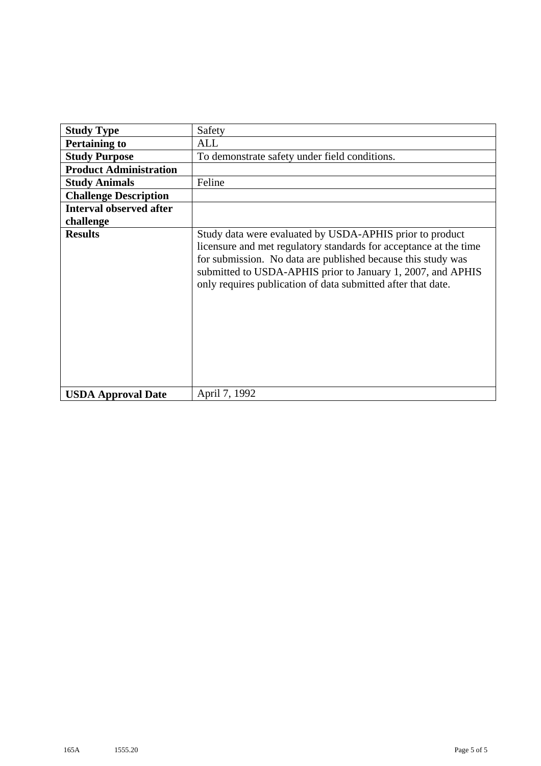| | |
|---|---|
| **Study Type** | Safety |
| **Pertaining to** | ALL |
| **Study Purpose** | To demonstrate safety under field conditions. |
| **Product Administration** | |
| **Study Animals** | Feline |
| **Challenge Description** | |
| **Interval observed after challenge** | |
| **Results** | Study data were evaluated by USDA-APHIS prior to product licensure and met regulatory standards for acceptance at the time for submission. No data are published because this study was submitted to USDA-APHIS prior to January 1, 2007, and APHIS only requires publication of data submitted after that date. |
| **USDA Approval Date** | April 7, 1992 |